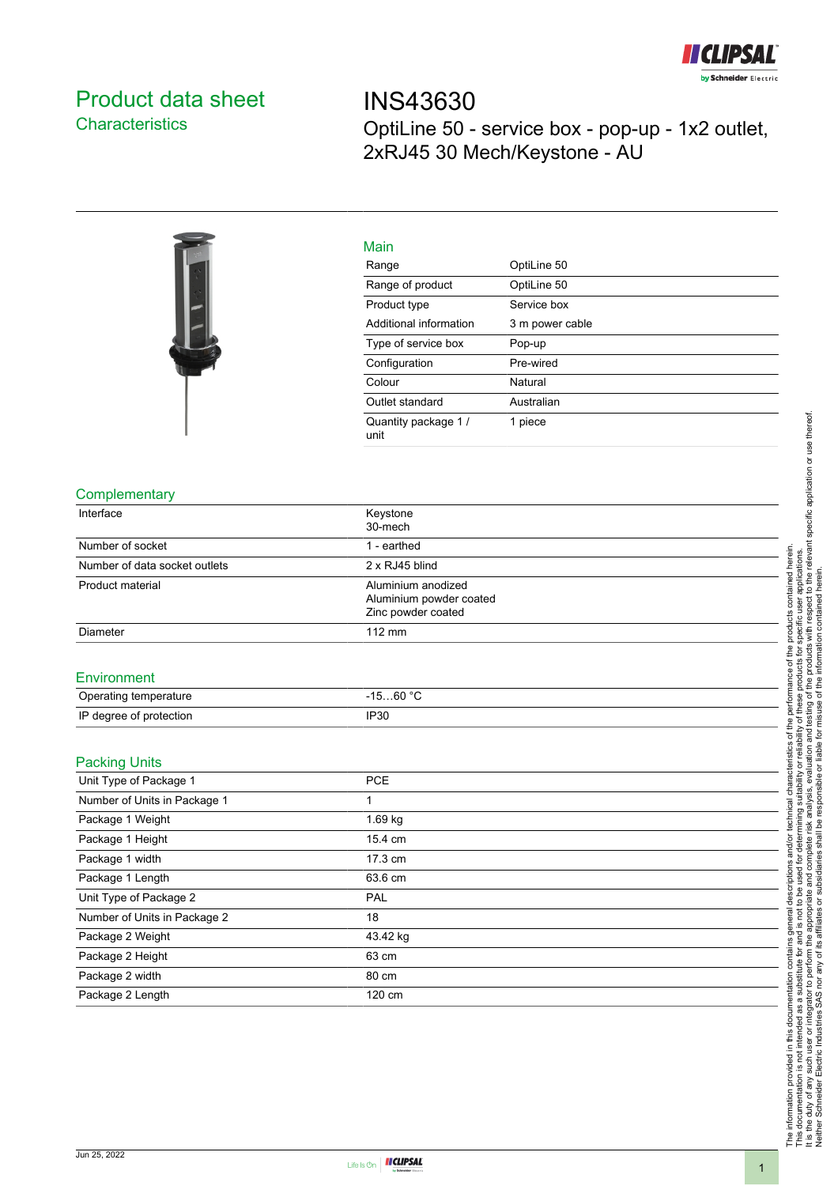# Product data sheet

## Characteristics

# INS43630

OptiLine 50 - service box - pop-up - 1x2 outlet, 2xRJ45 30 Mech/Keystone - AU

## Main

| | |
|---|---|
| Range | OptiLine 50 |
| Range of product | OptiLine 50 |
| Product type | Service box |
| Additional information | 3 m power cable |
| Type of service box | Pop-up |
| Configuration | Pre-wired |
| Colour | Natural |
| Outlet standard | Australian |
| Quantity package 1 / unit | 1 piece |

## Complementary

| | |
|---|---|
| Interface | Keystone<br>30-mech |
| Number of socket | 1 - earthed |
| Number of data socket outlets | 2 x RJ45 blind |
| Product material | Aluminium anodized<br>Aluminium powder coated<br>Zinc powder coated |
| Diameter | 112 mm |

## Environment

| | |
|---|---|
| Operating temperature | -15…60 °C |
| IP degree of protection | IP30 |

## Packing Units

| | |
|---|---|
| Unit Type of Package 1 | PCE |
| Number of Units in Package 1 | 1 |
| Package 1 Weight | 1.69 kg |
| Package 1 Height | 15.4 cm |
| Package 1 width | 17.3 cm |
| Package 1 Length | 63.6 cm |
| Unit Type of Package 2 | PAL |
| Number of Units in Package 2 | 18 |
| Package 2 Weight | 43.42 kg |
| Package 2 Height | 63 cm |
| Package 2 width | 80 cm |
| Package 2 Length | 120 cm |

The information provided in this documentation contains general descriptions and/or technical characteristics of the performance of the products contained herein.
This documentation is not intended as a substitute for and is not to be used for determining suitability or reliability of these products for specific user applications.
It is the duty of any such user or integrator to perform the appropriate and complete risk analysis, evaluation and testing of the products with respect to the relevant specific application or use thereof.
Neither Schneider Electric Industries SAS nor any of its affiliates or subsidiaries shall be responsible or liable for misuse of the information contained herein.

Jun 25, 2022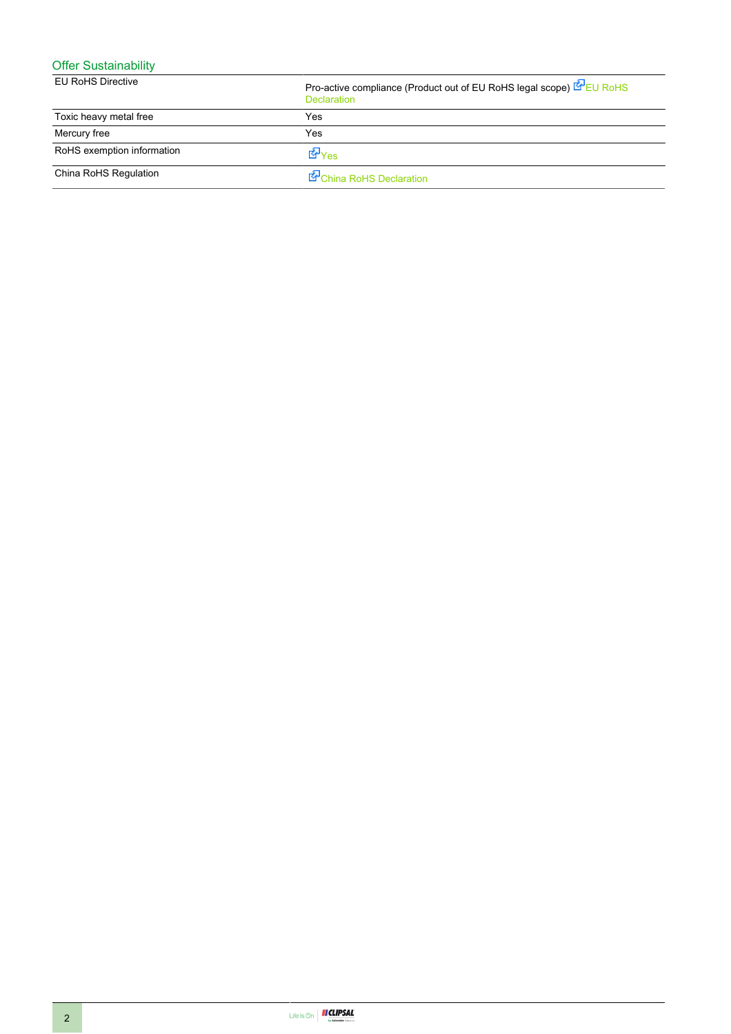## Offer Sustainability

| | |
|---|---|
| EU RoHS Directive | Pro-active compliance (Product out of EU RoHS legal scope) EU RoHS Declaration |
| Toxic heavy metal free | Yes |
| Mercury free | Yes |
| RoHS exemption information | Yes |
| China RoHS Regulation | China RoHS Declaration |